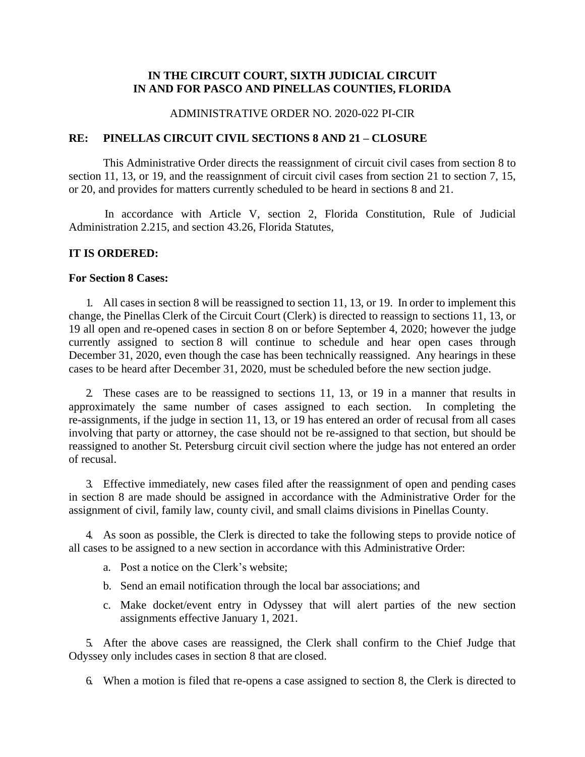**IN THE CIRCUIT COURT, SIXTH JUDICIAL CIRCUIT**
**IN AND FOR PASCO AND PINELLAS COUNTIES, FLORIDA**

ADMINISTRATIVE ORDER NO. 2020-022 PI-CIR

**RE: PINELLAS CIRCUIT CIVIL SECTIONS 8 AND 21 – CLOSURE**

This Administrative Order directs the reassignment of circuit civil cases from section 8 to section 11, 13, or 19, and the reassignment of circuit civil cases from section 21 to section 7, 15, or 20, and provides for matters currently scheduled to be heard in sections 8 and 21.

In accordance with Article V, section 2, Florida Constitution, Rule of Judicial Administration 2.215, and section 43.26, Florida Statutes,

**IT IS ORDERED:**

**For Section 8 Cases:**

1. All cases in section 8 will be reassigned to section 11, 13, or 19. In order to implement this change, the Pinellas Clerk of the Circuit Court (Clerk) is directed to reassign to sections 11, 13, or 19 all open and re-opened cases in section 8 on or before September 4, 2020; however the judge currently assigned to section 8 will continue to schedule and hear open cases through December 31, 2020, even though the case has been technically reassigned. Any hearings in these cases to be heard after December 31, 2020, must be scheduled before the new section judge.

2. These cases are to be reassigned to sections 11, 13, or 19 in a manner that results in approximately the same number of cases assigned to each section. In completing the re-assignments, if the judge in section 11, 13, or 19 has entered an order of recusal from all cases involving that party or attorney, the case should not be re-assigned to that section, but should be reassigned to another St. Petersburg circuit civil section where the judge has not entered an order of recusal.

3. Effective immediately, new cases filed after the reassignment of open and pending cases in section 8 are made should be assigned in accordance with the Administrative Order for the assignment of civil, family law, county civil, and small claims divisions in Pinellas County.

4. As soon as possible, the Clerk is directed to take the following steps to provide notice of all cases to be assigned to a new section in accordance with this Administrative Order:

   a. Post a notice on the Clerk's website;

   b. Send an email notification through the local bar associations; and

   c. Make docket/event entry in Odyssey that will alert parties of the new section assignments effective January 1, 2021.

5. After the above cases are reassigned, the Clerk shall confirm to the Chief Judge that Odyssey only includes cases in section 8 that are closed.

6. When a motion is filed that re-opens a case assigned to section 8, the Clerk is directed to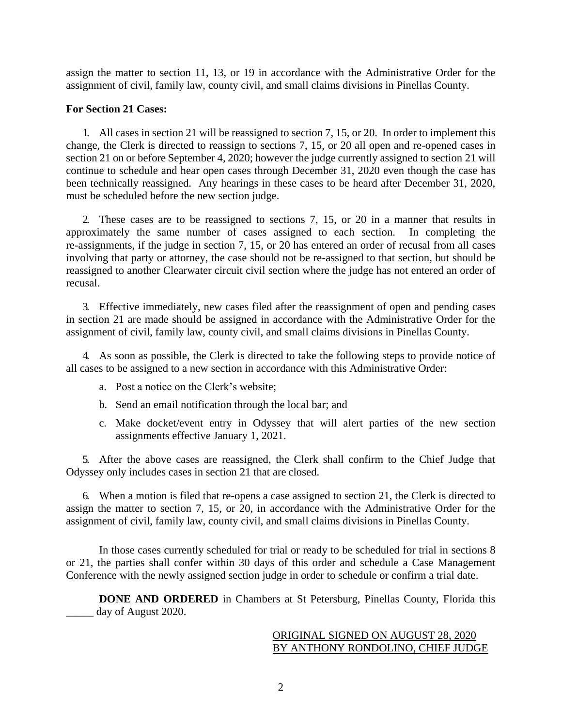assign the matter to section 11, 13, or 19 in accordance with the Administrative Order for the assignment of civil, family law, county civil, and small claims divisions in Pinellas County.

**For Section 21 Cases:**

1. All cases in section 21 will be reassigned to section 7, 15, or 20. In order to implement this change, the Clerk is directed to reassign to sections 7, 15, or 20 all open and re-opened cases in section 21 on or before September 4, 2020; however the judge currently assigned to section 21 will continue to schedule and hear open cases through December 31, 2020 even though the case has been technically reassigned. Any hearings in these cases to be heard after December 31, 2020, must be scheduled before the new section judge.

2. These cases are to be reassigned to sections 7, 15, or 20 in a manner that results in approximately the same number of cases assigned to each section. In completing the re-assignments, if the judge in section 7, 15, or 20 has entered an order of recusal from all cases involving that party or attorney, the case should not be re-assigned to that section, but should be reassigned to another Clearwater circuit civil section where the judge has not entered an order of recusal.

3. Effective immediately, new cases filed after the reassignment of open and pending cases in section 21 are made should be assigned in accordance with the Administrative Order for the assignment of civil, family law, county civil, and small claims divisions in Pinellas County.

4. As soon as possible, the Clerk is directed to take the following steps to provide notice of all cases to be assigned to a new section in accordance with this Administrative Order:

   a. Post a notice on the Clerk's website;

   b. Send an email notification through the local bar; and

   c. Make docket/event entry in Odyssey that will alert parties of the new section assignments effective January 1, 2021.

5. After the above cases are reassigned, the Clerk shall confirm to the Chief Judge that Odyssey only includes cases in section 21 that are closed.

6. When a motion is filed that re-opens a case assigned to section 21, the Clerk is directed to assign the matter to section 7, 15, or 20, in accordance with the Administrative Order for the assignment of civil, family law, county civil, and small claims divisions in Pinellas County.

In those cases currently scheduled for trial or ready to be scheduled for trial in sections 8 or 21, the parties shall confer within 30 days of this order and schedule a Case Management Conference with the newly assigned section judge in order to schedule or confirm a trial date.

**DONE AND ORDERED** in Chambers at St Petersburg, Pinellas County, Florida this _____ day of August 2020.

ORIGINAL SIGNED ON AUGUST 28, 2020
BY ANTHONY RONDOLINO, CHIEF JUDGE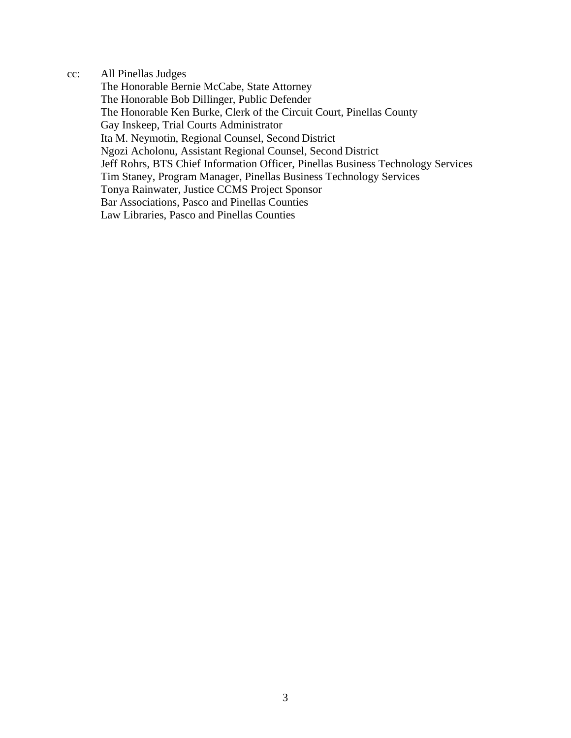cc: All Pinellas Judges
The Honorable Bernie McCabe, State Attorney
The Honorable Bob Dillinger, Public Defender
The Honorable Ken Burke, Clerk of the Circuit Court, Pinellas County
Gay Inskeep, Trial Courts Administrator
Ita M. Neymotin, Regional Counsel, Second District
Ngozi Acholonu, Assistant Regional Counsel, Second District
Jeff Rohrs, BTS Chief Information Officer, Pinellas Business Technology Services
Tim Staney, Program Manager, Pinellas Business Technology Services
Tonya Rainwater, Justice CCMS Project Sponsor
Bar Associations, Pasco and Pinellas Counties
Law Libraries, Pasco and Pinellas Counties